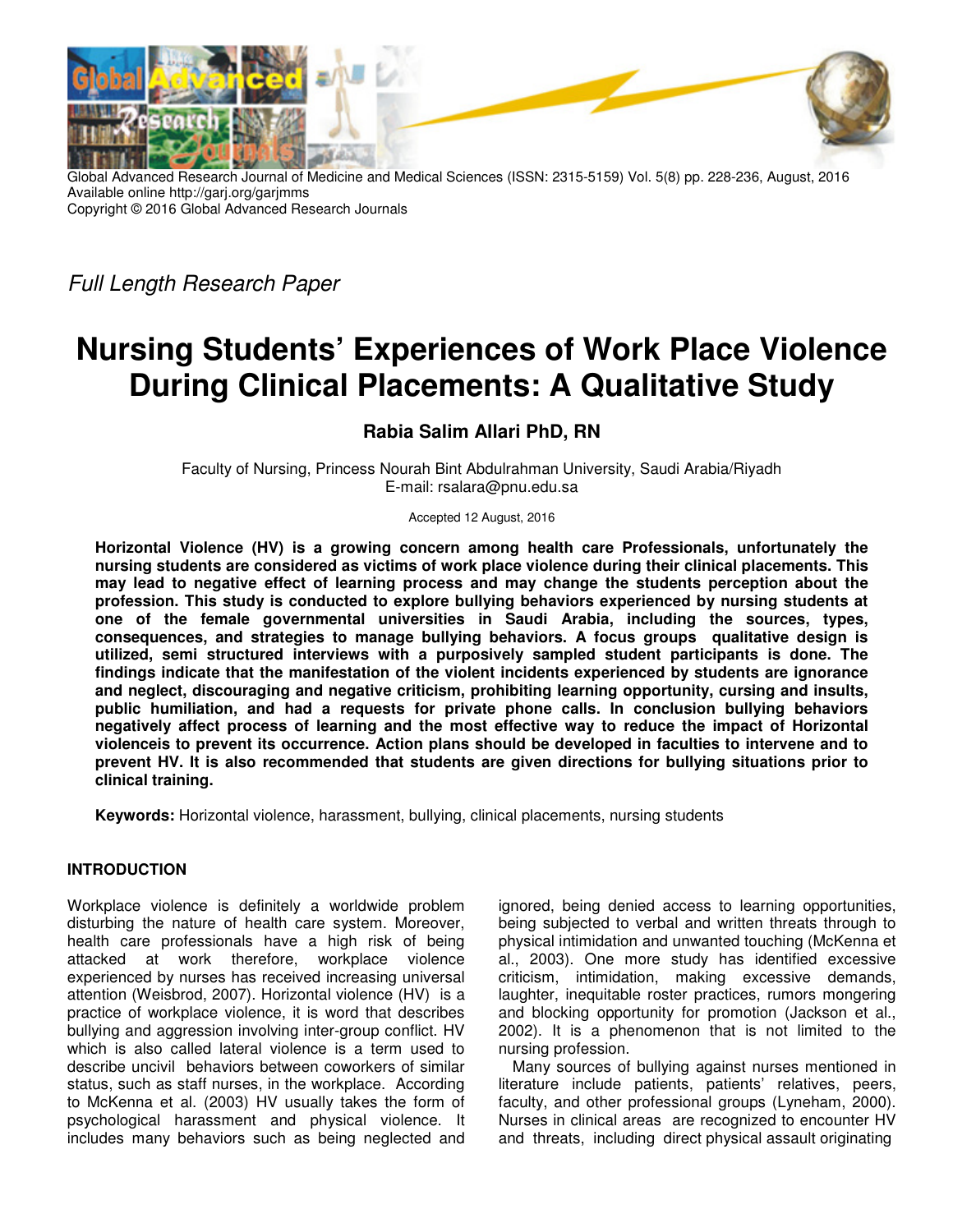Global Advanced Research Journal of Medicine and Medical Sciences (ISSN: 2315-5159) Vol. 5(8) pp. 228-236, August, 2016
Available online http://garj.org/garjmms
Copyright © 2016 Global Advanced Research Journals

*Full Length Research Paper*

# Nursing Students' Experiences of Work Place Violence During Clinical Placements: A Qualitative Study

**Rabia Salim Allari PhD, RN**

Faculty of Nursing, Princess Nourah Bint Abdulrahman University, Saudi Arabia/Riyadh
E-mail: rsalara@pnu.edu.sa

Accepted 12 August, 2016

**Horizontal Violence (HV) is a growing concern among health care Professionals, unfortunately the nursing students are considered as victims of work place violence during their clinical placements. This may lead to negative effect of learning process and may change the students perception about the profession. This study is conducted to explore bullying behaviors experienced by nursing students at one of the female governmental universities in Saudi Arabia, including the sources, types, consequences, and strategies to manage bullying behaviors. A focus groups qualitative design is utilized, semi structured interviews with a purposively sampled student participants is done. The findings indicate that the manifestation of the violent incidents experienced by students are ignorance and neglect, discouraging and negative criticism, prohibiting learning opportunity, cursing and insults, public humiliation, and had a requests for private phone calls. In conclusion bullying behaviors negatively affect process of learning and the most effective way to reduce the impact of Horizontal violenceis to prevent its occurrence. Action plans should be developed in faculties to intervene and to prevent HV. It is also recommended that students are given directions for bullying situations prior to clinical training.**

**Keywords:** Horizontal violence, harassment, bullying, clinical placements, nursing students

## INTRODUCTION

Workplace violence is definitely a worldwide problem disturbing the nature of health care system. Moreover, health care professionals have a high risk of being attacked at work therefore, workplace violence experienced by nurses has received increasing universal attention (Weisbrod, 2007). Horizontal violence (HV) is a practice of workplace violence, it is word that describes bullying and aggression involving inter-group conflict. HV which is also called lateral violence is a term used to describe uncivil behaviors between coworkers of similar status, such as staff nurses, in the workplace. According to McKenna et al. (2003) HV usually takes the form of psychological harassment and physical violence. It includes many behaviors such as being neglected and ignored, being denied access to learning opportunities, being subjected to verbal and written threats through to physical intimidation and unwanted touching (McKenna et al., 2003). One more study has identified excessive criticism, intimidation, making excessive demands, laughter, inequitable roster practices, rumors mongering and blocking opportunity for promotion (Jackson et al., 2002). It is a phenomenon that is not limited to the nursing profession.

Many sources of bullying against nurses mentioned in literature include patients, patients' relatives, peers, faculty, and other professional groups (Lyneham, 2000). Nurses in clinical areas are recognized to encounter HV and threats, including direct physical assault originating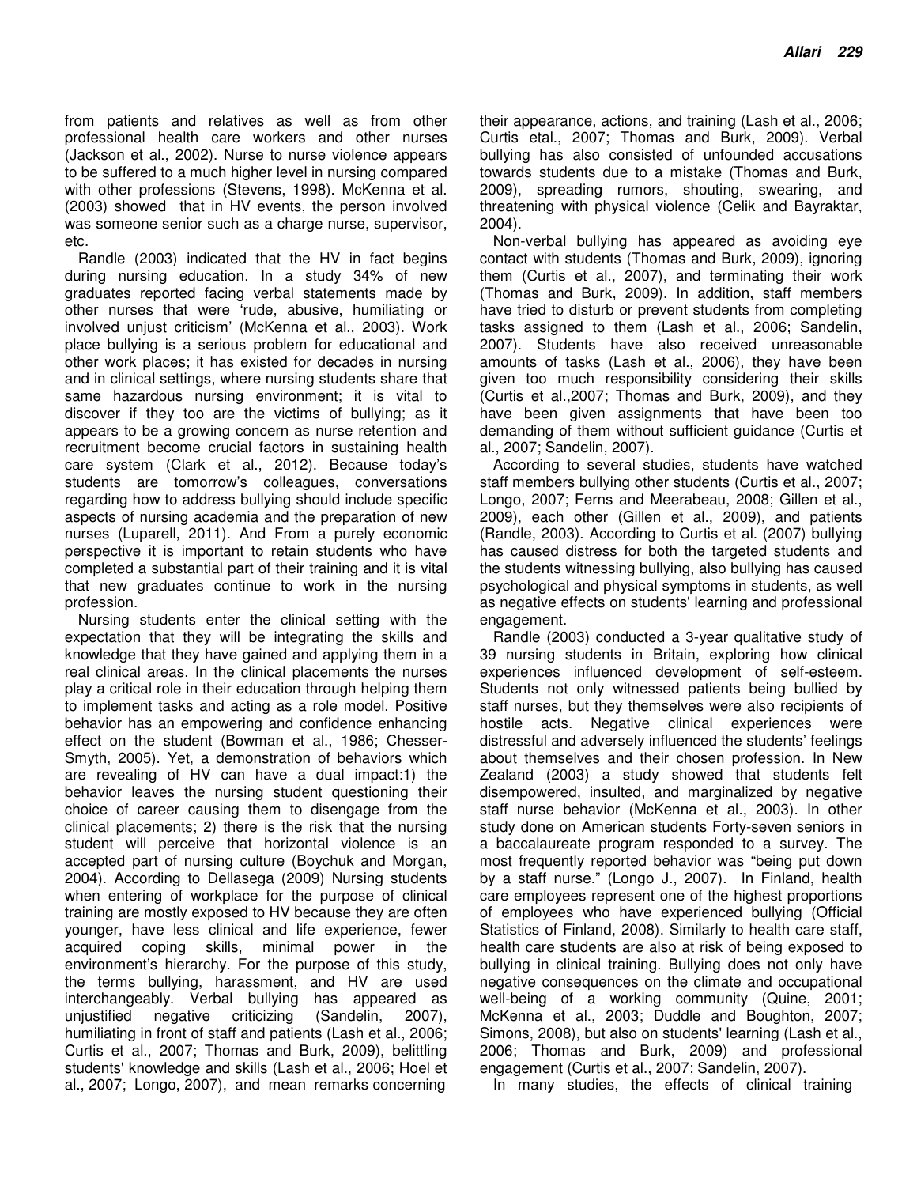from patients and relatives as well as from other professional health care workers and other nurses (Jackson et al., 2002). Nurse to nurse violence appears to be suffered to a much higher level in nursing compared with other professions (Stevens, 1998). McKenna et al. (2003) showed that in HV events, the person involved was someone senior such as a charge nurse, supervisor, etc.

Randle (2003) indicated that the HV in fact begins during nursing education. In a study 34% of new graduates reported facing verbal statements made by other nurses that were 'rude, abusive, humiliating or involved unjust criticism' (McKenna et al., 2003). Work place bullying is a serious problem for educational and other work places; it has existed for decades in nursing and in clinical settings, where nursing students share that same hazardous nursing environment; it is vital to discover if they too are the victims of bullying; as it appears to be a growing concern as nurse retention and recruitment become crucial factors in sustaining health care system (Clark et al., 2012). Because today's students are tomorrow's colleagues, conversations regarding how to address bullying should include specific aspects of nursing academia and the preparation of new nurses (Luparell, 2011). And From a purely economic perspective it is important to retain students who have completed a substantial part of their training and it is vital that new graduates continue to work in the nursing profession.

Nursing students enter the clinical setting with the expectation that they will be integrating the skills and knowledge that they have gained and applying them in a real clinical areas. In the clinical placements the nurses play a critical role in their education through helping them to implement tasks and acting as a role model. Positive behavior has an empowering and confidence enhancing effect on the student (Bowman et al., 1986; Chesser-Smyth, 2005). Yet, a demonstration of behaviors which are revealing of HV can have a dual impact:1) the behavior leaves the nursing student questioning their choice of career causing them to disengage from the clinical placements; 2) there is the risk that the nursing student will perceive that horizontal violence is an accepted part of nursing culture (Boychuk and Morgan, 2004). According to Dellasega (2009) Nursing students when entering of workplace for the purpose of clinical training are mostly exposed to HV because they are often younger, have less clinical and life experience, fewer acquired coping skills, minimal power in the environment's hierarchy. For the purpose of this study, the terms bullying, harassment, and HV are used interchangeably. Verbal bullying has appeared as unjustified negative criticizing (Sandelin, 2007), humiliating in front of staff and patients (Lash et al., 2006; Curtis et al., 2007; Thomas and Burk, 2009), belittling students' knowledge and skills (Lash et al., 2006; Hoel et al., 2007; Longo, 2007), and mean remarks concerning their appearance, actions, and training (Lash et al., 2006; Curtis etal., 2007; Thomas and Burk, 2009). Verbal bullying has also consisted of unfounded accusations towards students due to a mistake (Thomas and Burk, 2009), spreading rumors, shouting, swearing, and threatening with physical violence (Celik and Bayraktar, 2004).

Non-verbal bullying has appeared as avoiding eye contact with students (Thomas and Burk, 2009), ignoring them (Curtis et al., 2007), and terminating their work (Thomas and Burk, 2009). In addition, staff members have tried to disturb or prevent students from completing tasks assigned to them (Lash et al., 2006; Sandelin, 2007). Students have also received unreasonable amounts of tasks (Lash et al., 2006), they have been given too much responsibility considering their skills (Curtis et al.,2007; Thomas and Burk, 2009), and they have been given assignments that have been too demanding of them without sufficient guidance (Curtis et al., 2007; Sandelin, 2007).

According to several studies, students have watched staff members bullying other students (Curtis et al., 2007; Longo, 2007; Ferns and Meerabeau, 2008; Gillen et al., 2009), each other (Gillen et al., 2009), and patients (Randle, 2003). According to Curtis et al. (2007) bullying has caused distress for both the targeted students and the students witnessing bullying, also bullying has caused psychological and physical symptoms in students, as well as negative effects on students' learning and professional engagement.

Randle (2003) conducted a 3-year qualitative study of 39 nursing students in Britain, exploring how clinical experiences influenced development of self-esteem. Students not only witnessed patients being bullied by staff nurses, but they themselves were also recipients of hostile acts. Negative clinical experiences were distressful and adversely influenced the students' feelings about themselves and their chosen profession. In New Zealand (2003) a study showed that students felt disempowered, insulted, and marginalized by negative staff nurse behavior (McKenna et al., 2003). In other study done on American students Forty-seven seniors in a baccalaureate program responded to a survey. The most frequently reported behavior was "being put down by a staff nurse." (Longo J., 2007). In Finland, health care employees represent one of the highest proportions of employees who have experienced bullying (Official Statistics of Finland, 2008). Similarly to health care staff, health care students are also at risk of being exposed to bullying in clinical training. Bullying does not only have negative consequences on the climate and occupational well-being of a working community (Quine, 2001; McKenna et al., 2003; Duddle and Boughton, 2007; Simons, 2008), but also on students' learning (Lash et al., 2006; Thomas and Burk, 2009) and professional engagement (Curtis et al., 2007; Sandelin, 2007).

In many studies, the effects of clinical training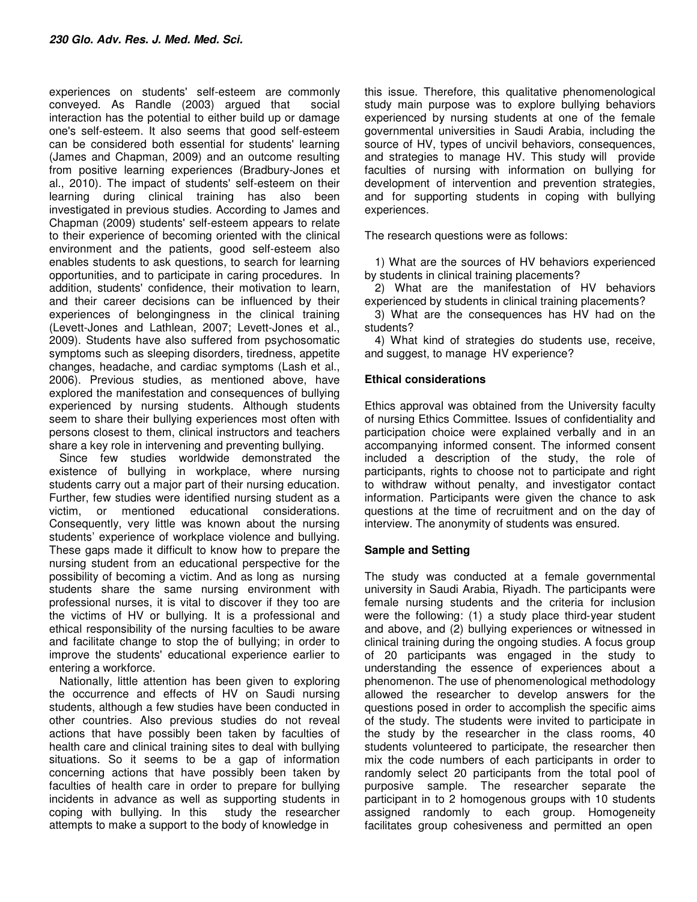experiences on students' self-esteem are commonly conveyed. As Randle (2003) argued that social interaction has the potential to either build up or damage one's self-esteem. It also seems that good self-esteem can be considered both essential for students' learning (James and Chapman, 2009) and an outcome resulting from positive learning experiences (Bradbury-Jones et al., 2010). The impact of students' self-esteem on their learning during clinical training has also been investigated in previous studies. According to James and Chapman (2009) students' self-esteem appears to relate to their experience of becoming oriented with the clinical environment and the patients, good self-esteem also enables students to ask questions, to search for learning opportunities, and to participate in caring procedures. In addition, students' confidence, their motivation to learn, and their career decisions can be influenced by their experiences of belongingness in the clinical training (Levett-Jones and Lathlean, 2007; Levett-Jones et al., 2009). Students have also suffered from psychosomatic symptoms such as sleeping disorders, tiredness, appetite changes, headache, and cardiac symptoms (Lash et al., 2006). Previous studies, as mentioned above, have explored the manifestation and consequences of bullying experienced by nursing students. Although students seem to share their bullying experiences most often with persons closest to them, clinical instructors and teachers share a key role in intervening and preventing bullying.

Since few studies worldwide demonstrated the existence of bullying in workplace, where nursing students carry out a major part of their nursing education. Further, few studies were identified nursing student as a victim, or mentioned educational considerations. Consequently, very little was known about the nursing students' experience of workplace violence and bullying. These gaps made it difficult to know how to prepare the nursing student from an educational perspective for the possibility of becoming a victim. And as long as nursing students share the same nursing environment with professional nurses, it is vital to discover if they too are the victims of HV or bullying. It is a professional and ethical responsibility of the nursing faculties to be aware and facilitate change to stop the of bullying; in order to improve the students' educational experience earlier to entering a workforce.

Nationally, little attention has been given to exploring the occurrence and effects of HV on Saudi nursing students, although a few studies have been conducted in other countries. Also previous studies do not reveal actions that have possibly been taken by faculties of health care and clinical training sites to deal with bullying situations. So it seems to be a gap of information concerning actions that have possibly been taken by faculties of health care in order to prepare for bullying incidents in advance as well as supporting students in coping with bullying. In this study the researcher attempts to make a support to the body of knowledge in this issue. Therefore, this qualitative phenomenological study main purpose was to explore bullying behaviors experienced by nursing students at one of the female governmental universities in Saudi Arabia, including the source of HV, types of uncivil behaviors, consequences, and strategies to manage HV. This study will provide faculties of nursing with information on bullying for development of intervention and prevention strategies, and for supporting students in coping with bullying experiences.

The research questions were as follows:

1) What are the sources of HV behaviors experienced by students in clinical training placements?
2) What are the manifestation of HV behaviors experienced by students in clinical training placements?
3) What are the consequences has HV had on the students?
4) What kind of strategies do students use, receive, and suggest, to manage HV experience?

**Ethical considerations**

Ethics approval was obtained from the University faculty of nursing Ethics Committee. Issues of confidentiality and participation choice were explained verbally and in an accompanying informed consent. The informed consent included a description of the study, the role of participants, rights to choose not to participate and right to withdraw without penalty, and investigator contact information. Participants were given the chance to ask questions at the time of recruitment and on the day of interview. The anonymity of students was ensured.

**Sample and Setting**

The study was conducted at a female governmental university in Saudi Arabia, Riyadh. The participants were female nursing students and the criteria for inclusion were the following: (1) a study place third-year student and above, and (2) bullying experiences or witnessed in clinical training during the ongoing studies. A focus group of 20 participants was engaged in the study to understanding the essence of experiences about a phenomenon. The use of phenomenological methodology allowed the researcher to develop answers for the questions posed in order to accomplish the specific aims of the study. The students were invited to participate in the study by the researcher in the class rooms, 40 students volunteered to participate, the researcher then mix the code numbers of each participants in order to randomly select 20 participants from the total pool of purposive sample. The researcher separate the participant in to 2 homogenous groups with 10 students assigned randomly to each group. Homogeneity facilitates group cohesiveness and permitted an open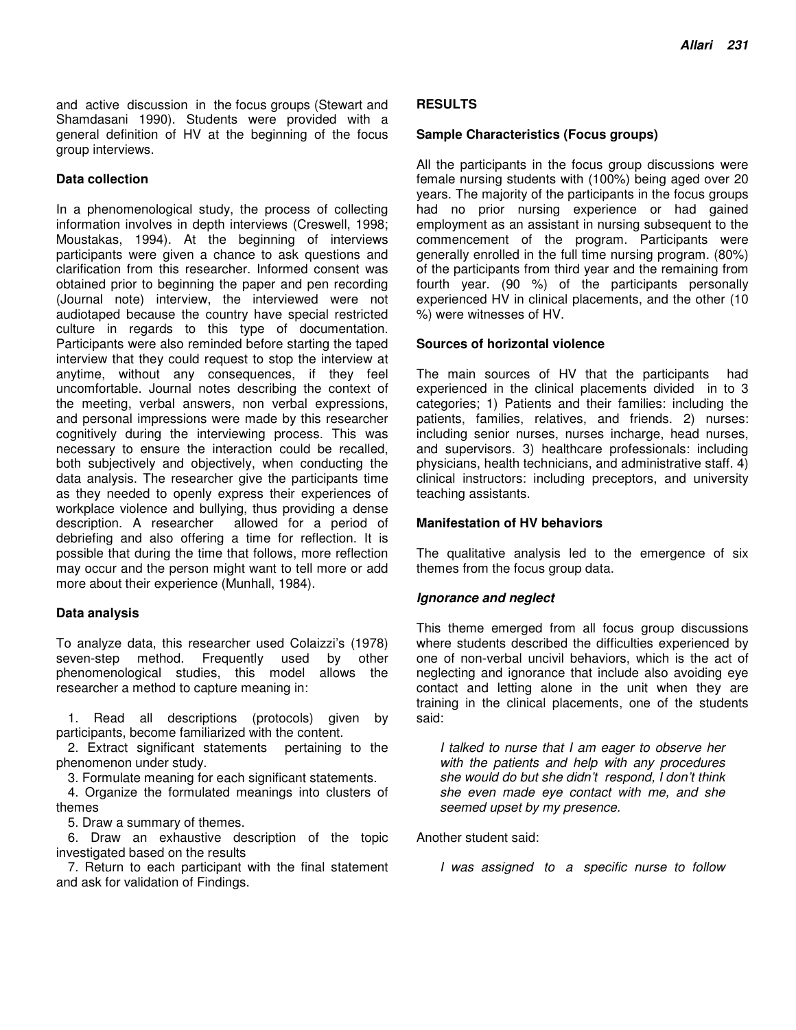and active discussion in the focus groups (Stewart and Shamdasani 1990). Students were provided with a general definition of HV at the beginning of the focus group interviews.

### Data collection

In a phenomenological study, the process of collecting information involves in depth interviews (Creswell, 1998; Moustakas, 1994). At the beginning of interviews participants were given a chance to ask questions and clarification from this researcher. Informed consent was obtained prior to beginning the paper and pen recording (Journal note) interview, the interviewed were not audiotaped because the country have special restricted culture in regards to this type of documentation. Participants were also reminded before starting the taped interview that they could request to stop the interview at anytime, without any consequences, if they feel uncomfortable. Journal notes describing the context of the meeting, verbal answers, non verbal expressions, and personal impressions were made by this researcher cognitively during the interviewing process. This was necessary to ensure the interaction could be recalled, both subjectively and objectively, when conducting the data analysis. The researcher give the participants time as they needed to openly express their experiences of workplace violence and bullying, thus providing a dense description. A researcher allowed for a period of debriefing and also offering a time for reflection. It is possible that during the time that follows, more reflection may occur and the person might want to tell more or add more about their experience (Munhall, 1984).

### Data analysis

To analyze data, this researcher used Colaizzi's (1978) seven-step method. Frequently used by other phenomenological studies, this model allows the researcher a method to capture meaning in:

1. Read all descriptions (protocols) given by participants, become familiarized with the content.
2. Extract significant statements pertaining to the phenomenon under study.
3. Formulate meaning for each significant statements.
4. Organize the formulated meanings into clusters of themes
5. Draw a summary of themes.
6. Draw an exhaustive description of the topic investigated based on the results
7. Return to each participant with the final statement and ask for validation of Findings.

## RESULTS

### Sample Characteristics (Focus groups)

All the participants in the focus group discussions were female nursing students with (100%) being aged over 20 years. The majority of the participants in the focus groups had no prior nursing experience or had gained employment as an assistant in nursing subsequent to the commencement of the program. Participants were generally enrolled in the full time nursing program. (80%) of the participants from third year and the remaining from fourth year. (90 %) of the participants personally experienced HV in clinical placements, and the other (10 %) were witnesses of HV.

### Sources of horizontal violence

The main sources of HV that the participants had experienced in the clinical placements divided in to 3 categories; 1) Patients and their families: including the patients, families, relatives, and friends. 2) nurses: including senior nurses, nurses incharge, head nurses, and supervisors. 3) healthcare professionals: including physicians, health technicians, and administrative staff. 4) clinical instructors: including preceptors, and university teaching assistants.

### Manifestation of HV behaviors

The qualitative analysis led to the emergence of six themes from the focus group data.

#### *Ignorance and neglect*

This theme emerged from all focus group discussions where students described the difficulties experienced by one of non-verbal uncivil behaviors, which is the act of neglecting and ignorance that include also avoiding eye contact and letting alone in the unit when they are training in the clinical placements, one of the students said:

> *I talked to nurse that I am eager to observe her with the patients and help with any procedures she would do but she didn't respond, I don't think she even made eye contact with me, and she seemed upset by my presence.*

Another student said:

> *I was assigned to a specific nurse to follow*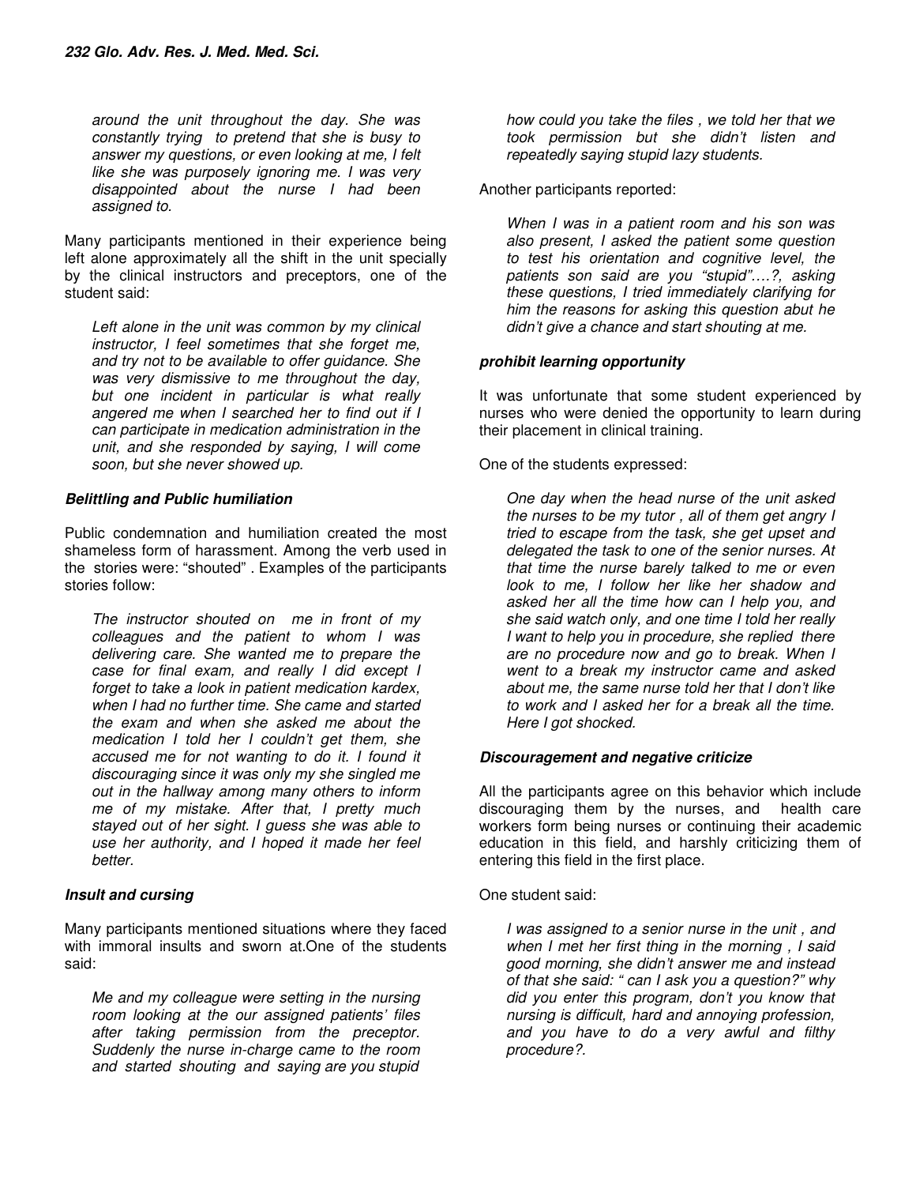*around the unit throughout the day. She was constantly trying to pretend that she is busy to answer my questions, or even looking at me, I felt like she was purposely ignoring me. I was very disappointed about the nurse I had been assigned to.*

Many participants mentioned in their experience being left alone approximately all the shift in the unit specially by the clinical instructors and preceptors, one of the student said:

*Left alone in the unit was common by my clinical instructor, I feel sometimes that she forget me, and try not to be available to offer guidance. She was very dismissive to me throughout the day, but one incident in particular is what really angered me when I searched her to find out if I can participate in medication administration in the unit, and she responded by saying, I will come soon, but she never showed up.*

### Belittling and Public humiliation

Public condemnation and humiliation created the most shameless form of harassment. Among the verb used in the stories were: "shouted" . Examples of the participants stories follow:

*The instructor shouted on me in front of my colleagues and the patient to whom I was delivering care. She wanted me to prepare the case for final exam, and really I did except I forget to take a look in patient medication kardex, when I had no further time. She came and started the exam and when she asked me about the medication I told her I couldn't get them, she accused me for not wanting to do it. I found it discouraging since it was only my she singled me out in the hallway among many others to inform me of my mistake. After that, I pretty much stayed out of her sight. I guess she was able to use her authority, and I hoped it made her feel better.*

### Insult and cursing

Many participants mentioned situations where they faced with immoral insults and sworn at.One of the students said:

*Me and my colleague were setting in the nursing room looking at the our assigned patients' files after taking permission from the preceptor. Suddenly the nurse in-charge came to the room and started shouting and saying are you stupid how could you take the files , we told her that we took permission but she didn't listen and repeatedly saying stupid lazy students.*

Another participants reported:

*When I was in a patient room and his son was also present, I asked the patient some question to test his orientation and cognitive level, the patients son said are you "stupid"….?, asking these questions, I tried immediately clarifying for him the reasons for asking this question abut he didn't give a chance and start shouting at me.*

### prohibit learning opportunity

It was unfortunate that some student experienced by nurses who were denied the opportunity to learn during their placement in clinical training.

One of the students expressed:

*One day when the head nurse of the unit asked the nurses to be my tutor , all of them get angry I tried to escape from the task, she get upset and delegated the task to one of the senior nurses. At that time the nurse barely talked to me or even look to me, I follow her like her shadow and asked her all the time how can I help you, and she said watch only, and one time I told her really I want to help you in procedure, she replied there are no procedure now and go to break. When I went to a break my instructor came and asked about me, the same nurse told her that I don't like to work and I asked her for a break all the time. Here I got shocked.*

### Discouragement and negative criticize

All the participants agree on this behavior which include discouraging them by the nurses, and health care workers form being nurses or continuing their academic education in this field, and harshly criticizing them of entering this field in the first place.

One student said:

*I was assigned to a senior nurse in the unit , and when I met her first thing in the morning , I said good morning, she didn't answer me and instead of that she said: " can I ask you a question?" why did you enter this program, don't you know that nursing is difficult, hard and annoying profession, and you have to do a very awful and filthy procedure?.*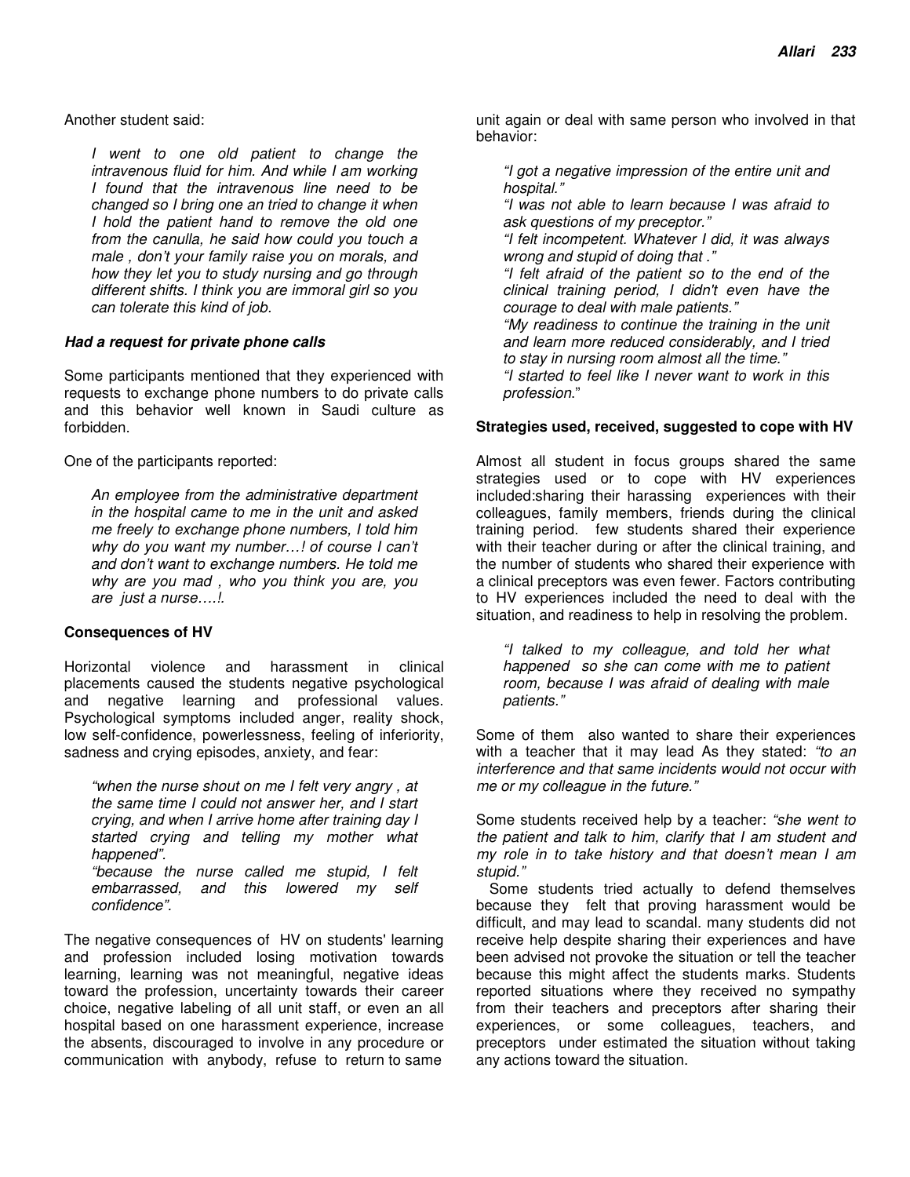Another student said:

> *I went to one old patient to change the intravenous fluid for him. And while I am working I found that the intravenous line need to be changed so I bring one an tried to change it when I hold the patient hand to remove the old one from the canulla, he said how could you touch a male , don't your family raise you on morals, and how they let you to study nursing and go through different shifts. I think you are immoral girl so you can tolerate this kind of job.*

#### *Had a request for private phone calls*

Some participants mentioned that they experienced with requests to exchange phone numbers to do private calls and this behavior well known in Saudi culture as forbidden.

One of the participants reported:

> *An employee from the administrative department in the hospital came to me in the unit and asked me freely to exchange phone numbers, I told him why do you want my number…! of course I can't and don't want to exchange numbers. He told me why are you mad , who you think you are, you are just a nurse….!.*

### Consequences of HV

Horizontal violence and harassment in clinical placements caused the students negative psychological and negative learning and professional values. Psychological symptoms included anger, reality shock, low self-confidence, powerlessness, feeling of inferiority, sadness and crying episodes, anxiety, and fear:

> *"when the nurse shout on me I felt very angry , at the same time I could not answer her, and I start crying, and when I arrive home after training day I started crying and telling my mother what happened".*
> *"because the nurse called me stupid, I felt embarrassed, and this lowered my self confidence".*

The negative consequences of HV on students' learning and profession included losing motivation towards learning, learning was not meaningful, negative ideas toward the profession, uncertainty towards their career choice, negative labeling of all unit staff, or even an all hospital based on one harassment experience, increase the absents, discouraged to involve in any procedure or communication with anybody, refuse to return to same unit again or deal with same person who involved in that behavior:

> *"I got a negative impression of the entire unit and hospital."*
> *"I was not able to learn because I was afraid to ask questions of my preceptor."*
> *"I felt incompetent. Whatever I did, it was always wrong and stupid of doing that ."*
> *"I felt afraid of the patient so to the end of the clinical training period, I didn't even have the courage to deal with male patients."*
> *"My readiness to continue the training in the unit and learn more reduced considerably, and I tried to stay in nursing room almost all the time."*
> *"I started to feel like I never want to work in this profession."*

### Strategies used, received, suggested to cope with HV

Almost all student in focus groups shared the same strategies used or to cope with HV experiences included:sharing their harassing experiences with their colleagues, family members, friends during the clinical training period. few students shared their experience with their teacher during or after the clinical training, and the number of students who shared their experience with a clinical preceptors was even fewer. Factors contributing to HV experiences included the need to deal with the situation, and readiness to help in resolving the problem.

> *"I talked to my colleague, and told her what happened so she can come with me to patient room, because I was afraid of dealing with male patients."*

Some of them also wanted to share their experiences with a teacher that it may lead As they stated: *"to an interference and that same incidents would not occur with me or my colleague in the future."*

Some students received help by a teacher: *"she went to the patient and talk to him, clarify that I am student and my role in to take history and that doesn't mean I am stupid."*

Some students tried actually to defend themselves because they felt that proving harassment would be difficult, and may lead to scandal. many students did not receive help despite sharing their experiences and have been advised not provoke the situation or tell the teacher because this might affect the students marks. Students reported situations where they received no sympathy from their teachers and preceptors after sharing their experiences, or some colleagues, teachers, and preceptors under estimated the situation without taking any actions toward the situation.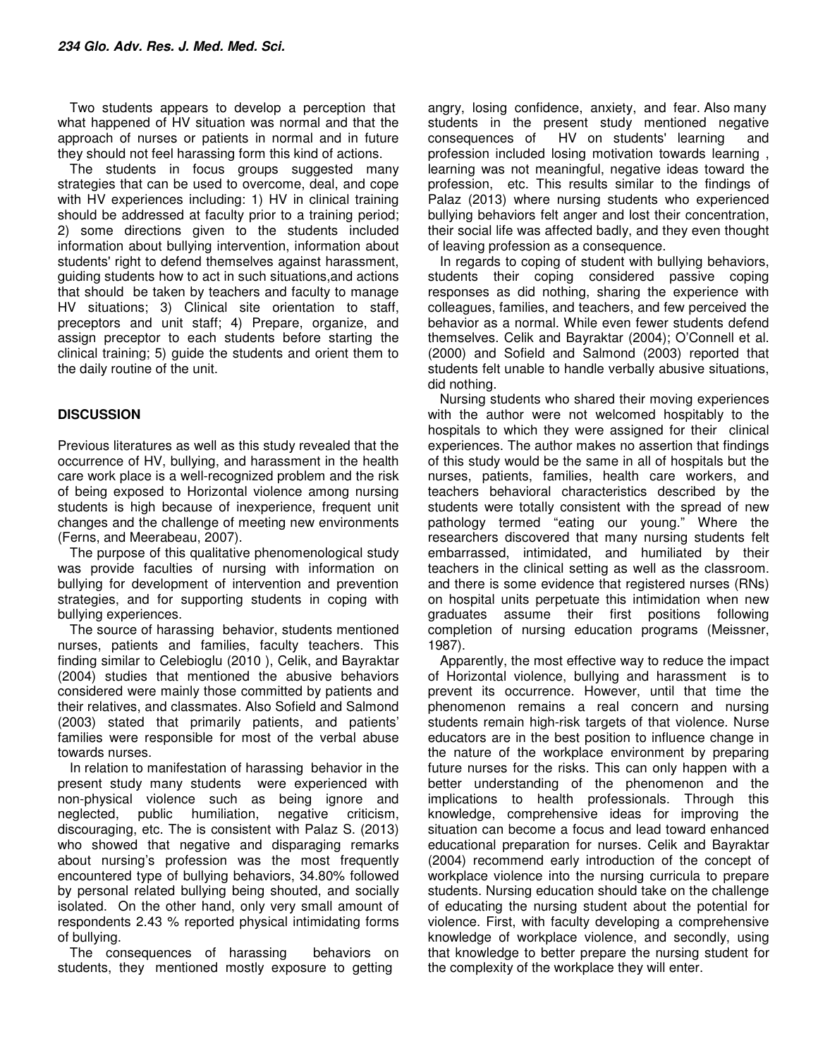Two students appears to develop a perception that what happened of HV situation was normal and that the approach of nurses or patients in normal and in future they should not feel harassing form this kind of actions.

The students in focus groups suggested many strategies that can be used to overcome, deal, and cope with HV experiences including: 1) HV in clinical training should be addressed at faculty prior to a training period; 2) some directions given to the students included information about bullying intervention, information about students' right to defend themselves against harassment, guiding students how to act in such situations,and actions that should be taken by teachers and faculty to manage HV situations; 3) Clinical site orientation to staff, preceptors and unit staff; 4) Prepare, organize, and assign preceptor to each students before starting the clinical training; 5) guide the students and orient them to the daily routine of the unit.

## DISCUSSION

Previous literatures as well as this study revealed that the occurrence of HV, bullying, and harassment in the health care work place is a well-recognized problem and the risk of being exposed to Horizontal violence among nursing students is high because of inexperience, frequent unit changes and the challenge of meeting new environments (Ferns, and Meerabeau, 2007).

The purpose of this qualitative phenomenological study was provide faculties of nursing with information on bullying for development of intervention and prevention strategies, and for supporting students in coping with bullying experiences.

The source of harassing behavior, students mentioned nurses, patients and families, faculty teachers. This finding similar to Celebioglu (2010 ), Celik, and Bayraktar (2004) studies that mentioned the abusive behaviors considered were mainly those committed by patients and their relatives, and classmates. Also Sofield and Salmond (2003) stated that primarily patients, and patients' families were responsible for most of the verbal abuse towards nurses.

In relation to manifestation of harassing behavior in the present study many students were experienced with non-physical violence such as being ignore and neglected, public humiliation, negative criticism, discouraging, etc. The is consistent with Palaz S. (2013) who showed that negative and disparaging remarks about nursing's profession was the most frequently encountered type of bullying behaviors, 34.80% followed by personal related bullying being shouted, and socially isolated. On the other hand, only very small amount of respondents 2.43 % reported physical intimidating forms of bullying.

The consequences of harassing behaviors on students, they mentioned mostly exposure to getting angry, losing confidence, anxiety, and fear. Also many students in the present study mentioned negative consequences of HV on students' learning and profession included losing motivation towards learning , learning was not meaningful, negative ideas toward the profession, etc. This results similar to the findings of Palaz (2013) where nursing students who experienced bullying behaviors felt anger and lost their concentration, their social life was affected badly, and they even thought of leaving profession as a consequence.

In regards to coping of student with bullying behaviors, students their coping considered passive coping responses as did nothing, sharing the experience with colleagues, families, and teachers, and few perceived the behavior as a normal. While even fewer students defend themselves. Celik and Bayraktar (2004); O'Connell et al. (2000) and Sofield and Salmond (2003) reported that students felt unable to handle verbally abusive situations, did nothing.

Nursing students who shared their moving experiences with the author were not welcomed hospitably to the hospitals to which they were assigned for their clinical experiences. The author makes no assertion that findings of this study would be the same in all of hospitals but the nurses, patients, families, health care workers, and teachers behavioral characteristics described by the students were totally consistent with the spread of new pathology termed "eating our young." Where the researchers discovered that many nursing students felt embarrassed, intimidated, and humiliated by their teachers in the clinical setting as well as the classroom. and there is some evidence that registered nurses (RNs) on hospital units perpetuate this intimidation when new graduates assume their first positions following completion of nursing education programs (Meissner, 1987).

Apparently, the most effective way to reduce the impact of Horizontal violence, bullying and harassment is to prevent its occurrence. However, until that time the phenomenon remains a real concern and nursing students remain high-risk targets of that violence. Nurse educators are in the best position to influence change in the nature of the workplace environment by preparing future nurses for the risks. This can only happen with a better understanding of the phenomenon and the implications to health professionals. Through this knowledge, comprehensive ideas for improving the situation can become a focus and lead toward enhanced educational preparation for nurses. Celik and Bayraktar (2004) recommend early introduction of the concept of workplace violence into the nursing curricula to prepare students. Nursing education should take on the challenge of educating the nursing student about the potential for violence. First, with faculty developing a comprehensive knowledge of workplace violence, and secondly, using that knowledge to better prepare the nursing student for the complexity of the workplace they will enter.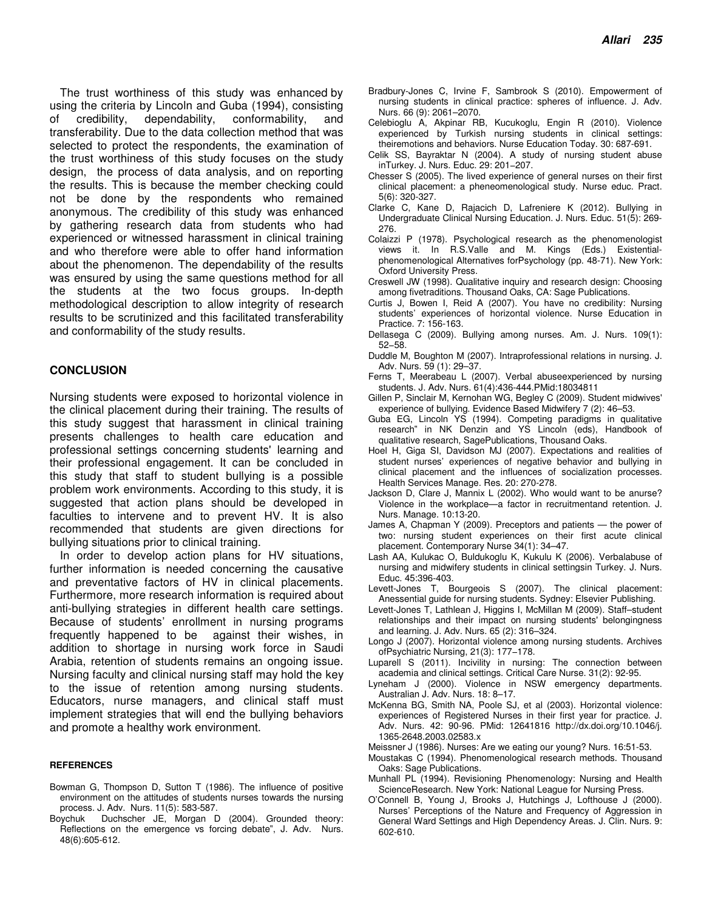The trust worthiness of this study was enhanced by using the criteria by Lincoln and Guba (1994), consisting of credibility, dependability, conformability, and transferability. Due to the data collection method that was selected to protect the respondents, the examination of the trust worthiness of this study focuses on the study design, the process of data analysis, and on reporting the results. This is because the member checking could not be done by the respondents who remained anonymous. The credibility of this study was enhanced by gathering research data from students who had experienced or witnessed harassment in clinical training and who therefore were able to offer hand information about the phenomenon. The dependability of the results was ensured by using the same questions method for all the students at the two focus groups. In-depth methodological description to allow integrity of research results to be scrutinized and this facilitated transferability and conformability of the study results.

## CONCLUSION

Nursing students were exposed to horizontal violence in the clinical placement during their training. The results of this study suggest that harassment in clinical training presents challenges to health care education and professional settings concerning students' learning and their professional engagement. It can be concluded in this study that staff to student bullying is a possible problem work environments. According to this study, it is suggested that action plans should be developed in faculties to intervene and to prevent HV. It is also recommended that students are given directions for bullying situations prior to clinical training.

In order to develop action plans for HV situations, further information is needed concerning the causative and preventative factors of HV in clinical placements. Furthermore, more research information is required about anti-bullying strategies in different health care settings. Because of students' enrollment in nursing programs frequently happened to be against their wishes, in addition to shortage in nursing work force in Saudi Arabia, retention of students remains an ongoing issue. Nursing faculty and clinical nursing staff may hold the key to the issue of retention among nursing students. Educators, nurse managers, and clinical staff must implement strategies that will end the bullying behaviors and promote a healthy work environment.

### REFERENCES

Bowman G, Thompson D, Sutton T (1986). The influence of positive environment on the attitudes of students nurses towards the nursing process. J. Adv. Nurs. 11(5): 583-587.

Boychuk Duchscher JE, Morgan D (2004). Grounded theory: Reflections on the emergence vs forcing debate", J. Adv. Nurs. 48(6):605-612.

Bradbury-Jones C, Irvine F, Sambrook S (2010). Empowerment of nursing students in clinical practice: spheres of influence. J. Adv. Nurs. 66 (9): 2061–2070.

Celebioglu A, Akpinar RB, Kucukoglu, Engin R (2010). Violence experienced by Turkish nursing students in clinical settings: theiremotions and behaviors. Nurse Education Today. 30: 687-691.

Celik SS, Bayraktar N (2004). A study of nursing student abuse inTurkey. J. Nurs. Educ. 29: 201–207.

Chesser S (2005). The lived experience of general nurses on their first clinical placement: a pheneomenological study. Nurse educ. Pract. 5(6): 320-327.

Clarke C, Kane D, Rajacich D, Lafreniere K (2012). Bullying in Undergraduate Clinical Nursing Education. J. Nurs. Educ. 51(5): 269-276.

Colaizzi P (1978). Psychological research as the phenomenologist views it. In R.S.Valle and M. Kings (Eds.) Existential-phenomenological Alternatives forPsychology (pp. 48-71). New York: Oxford University Press.

Creswell JW (1998). Qualitative inquiry and research design: Choosing among fivetraditions. Thousand Oaks, CA: Sage Publications.

Curtis J, Bowen I, Reid A (2007). You have no credibility: Nursing students' experiences of horizontal violence. Nurse Education in Practice. 7: 156-163.

Dellasega C (2009). Bullying among nurses. Am. J. Nurs. 109(1): 52–58.

Duddle M, Boughton M (2007). Intraprofessional relations in nursing. J. Adv. Nurs. 59 (1): 29–37.

Ferns T, Meerabeau L (2007). Verbal abuseexperienced by nursing students. J. Adv. Nurs. 61(4):436-444.PMid:18034811

Gillen P, Sinclair M, Kernohan WG, Begley C (2009). Student midwives' experience of bullying. Evidence Based Midwifery 7 (2): 46–53.

Guba EG, Lincoln YS (1994). Competing paradigms in qualitative research" in NK Denzin and YS Lincoln (eds), Handbook of qualitative research, SagePublications, Thousand Oaks.

Hoel H, Giga SI, Davidson MJ (2007). Expectations and realities of student nurses' experiences of negative behavior and bullying in clinical placement and the influences of socialization processes. Health Services Manage. Res. 20: 270-278.

Jackson D, Clare J, Mannix L (2002). Who would want to be anurse? Violence in the workplace—a factor in recruitmentand retention. J. Nurs. Manage. 10:13-20.

James A, Chapman Y (2009). Preceptors and patients — the power of two: nursing student experiences on their first acute clinical placement. Contemporary Nurse 34(1): 34–47.

Lash AA, Kulukac O, Buldukoglu K, Kukulu K (2006). Verbalabuse of nursing and midwifery students in clinical settingsin Turkey. J. Nurs. Educ. 45:396-403.

Levett-Jones T, Bourgeois S (2007). The clinical placement: Anessential guide for nursing students. Sydney: Elsevier Publishing.

Levett-Jones T, Lathlean J, Higgins I, McMillan M (2009). Staff–student relationships and their impact on nursing students' belongingness and learning. J. Adv. Nurs. 65 (2): 316–324.

Longo J (2007). Horizontal violence among nursing students. Archives ofPsychiatric Nursing, 21(3): 177–178.

Luparell S (2011). Incivility in nursing: The connection between academia and clinical settings. Critical Care Nurse. 31(2): 92-95.

Lyneham J (2000). Violence in NSW emergency departments. Australian J. Adv. Nurs. 18: 8–17.

McKenna BG, Smith NA, Poole SJ, et al (2003). Horizontal violence: experiences of Registered Nurses in their first year for practice. J. Adv. Nurs. 42: 90-96. PMid: 12641816 http://dx.doi.org/10.1046/j.1365-2648.2003.02583.x

Meissner J (1986). Nurses: Are we eating our young? Nurs. 16:51-53.

Moustakas C (1994). Phenomenological research methods. Thousand Oaks: Sage Publications.

Munhall PL (1994). Revisioning Phenomenology: Nursing and Health ScienceResearch. New York: National League for Nursing Press.

O'Connell B, Young J, Brooks J, Hutchings J, Lofthouse J (2000). Nurses' Perceptions of the Nature and Frequency of Aggression in General Ward Settings and High Dependency Areas. J. Clin. Nurs. 9: 602-610.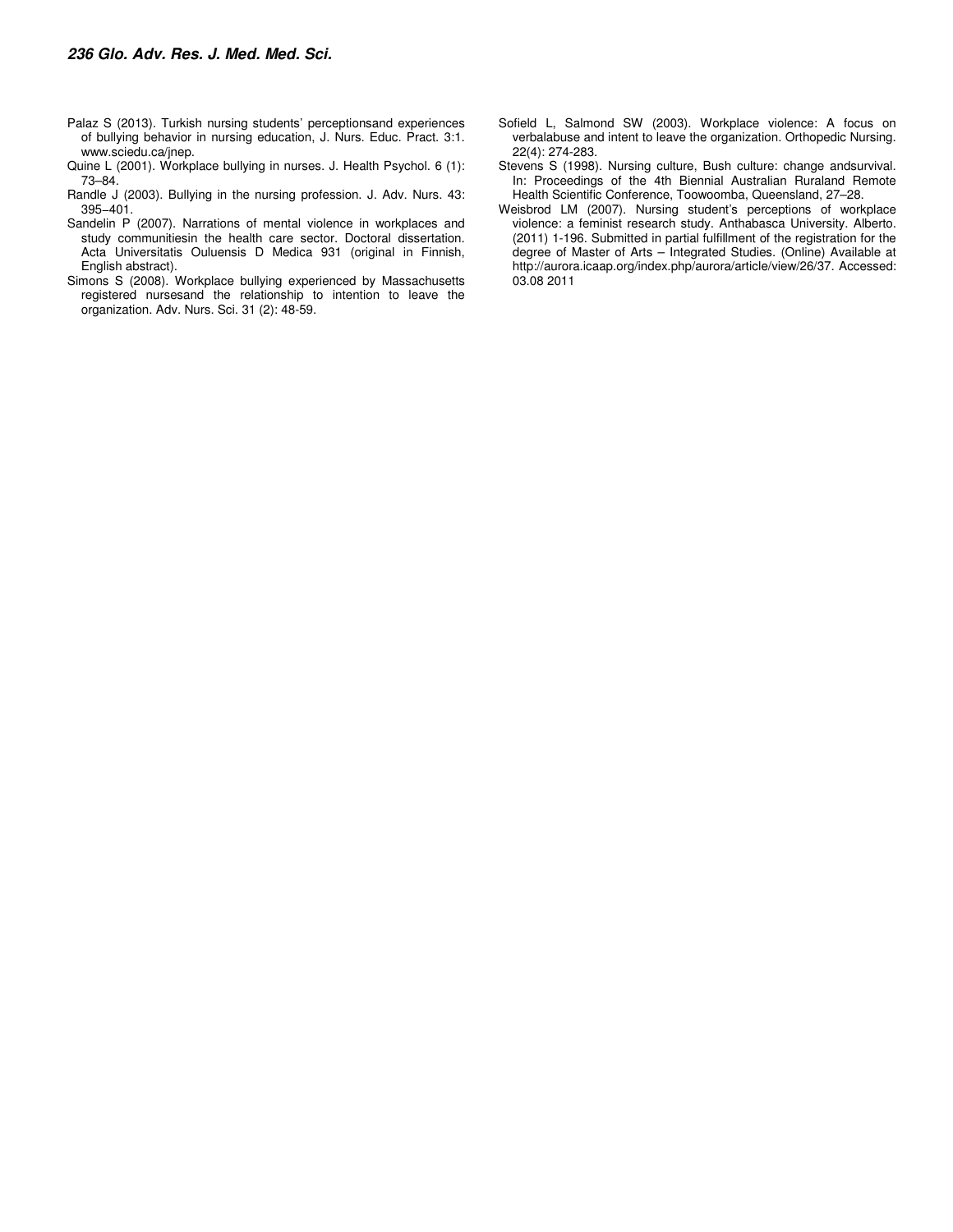Palaz S (2013). Turkish nursing students' perceptionsand experiences of bullying behavior in nursing education, J. Nurs. Educ. Pract. 3:1. www.sciedu.ca/jnep.

Quine L (2001). Workplace bullying in nurses. J. Health Psychol. 6 (1): 73–84.

Randle J (2003). Bullying in the nursing profession. J. Adv. Nurs. 43: 395–401.

Sandelin P (2007). Narrations of mental violence in workplaces and study communitiesin the health care sector. Doctoral dissertation. Acta Universitatis Ouluensis D Medica 931 (original in Finnish, English abstract).

Simons S (2008). Workplace bullying experienced by Massachusetts registered nursesand the relationship to intention to leave the organization. Adv. Nurs. Sci. 31 (2): 48-59.

Sofield L, Salmond SW (2003). Workplace violence: A focus on verbalabuse and intent to leave the organization. Orthopedic Nursing. 22(4): 274-283.

Stevens S (1998). Nursing culture, Bush culture: change andsurvival. In: Proceedings of the 4th Biennial Australian Ruraland Remote Health Scientific Conference, Toowoomba, Queensland, 27–28.

Weisbrod LM (2007). Nursing student's perceptions of workplace violence: a feminist research study. Anthabasca University. Alberto. (2011) 1-196. Submitted in partial fulfillment of the registration for the degree of Master of Arts – Integrated Studies. (Online) Available at http://aurora.icaap.org/index.php/aurora/article/view/26/37. Accessed: 03.08 2011